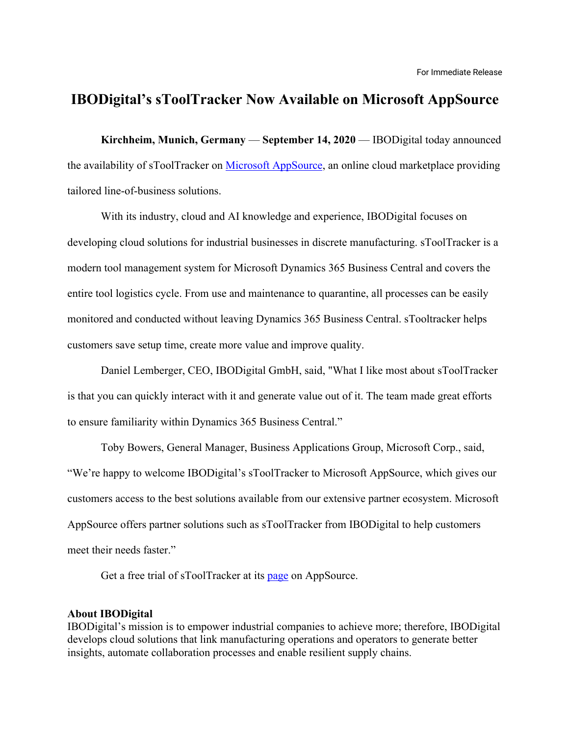For Immediate Release

# IBODigital's sToolTracker Now Available on Microsoft AppSource

**Kirchheim, Munich, Germany** — **September 14, 2020** — IBODigital today announced the availability of sToolTracker on Microsoft AppSource, an online cloud marketplace providing tailored line-of-business solutions.

With its industry, cloud and AI knowledge and experience, IBODigital focuses on developing cloud solutions for industrial businesses in discrete manufacturing. sToolTracker is a modern tool management system for Microsoft Dynamics 365 Business Central and covers the entire tool logistics cycle. From use and maintenance to quarantine, all processes can be easily monitored and conducted without leaving Dynamics 365 Business Central. sTooltracker helps customers save setup time, create more value and improve quality.

Daniel Lemberger, CEO, IBODigital GmbH, said, "What I like most about sToolTracker is that you can quickly interact with it and generate value out of it. The team made great efforts to ensure familiarity within Dynamics 365 Business Central."

Toby Bowers, General Manager, Business Applications Group, Microsoft Corp., said, "We're happy to welcome IBODigital's sToolTracker to Microsoft AppSource, which gives our customers access to the best solutions available from our extensive partner ecosystem. Microsoft AppSource offers partner solutions such as sToolTracker from IBODigital to help customers meet their needs faster."

Get a free trial of sToolTracker at its page on AppSource.

**About IBODigital**

IBODigital's mission is to empower industrial companies to achieve more; therefore, IBODigital develops cloud solutions that link manufacturing operations and operators to generate better insights, automate collaboration processes and enable resilient supply chains.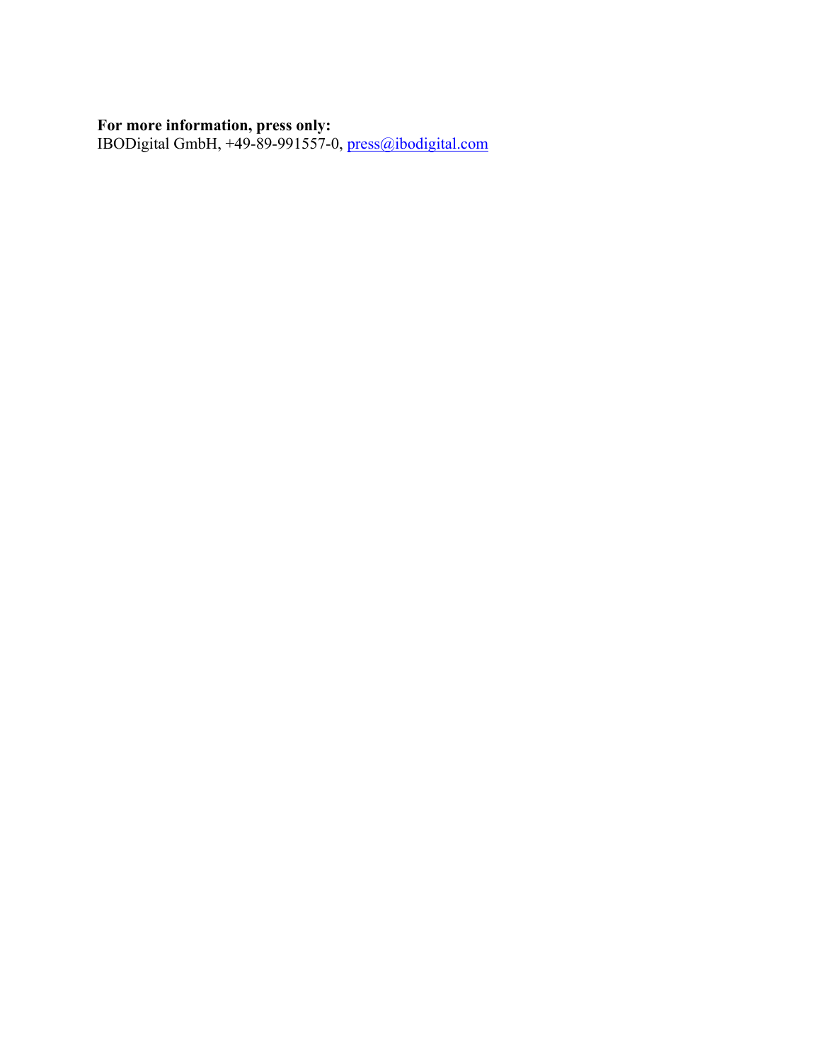**For more information, press only:**
IBODigital GmbH, +49-89-991557-0, press@ibodigital.com